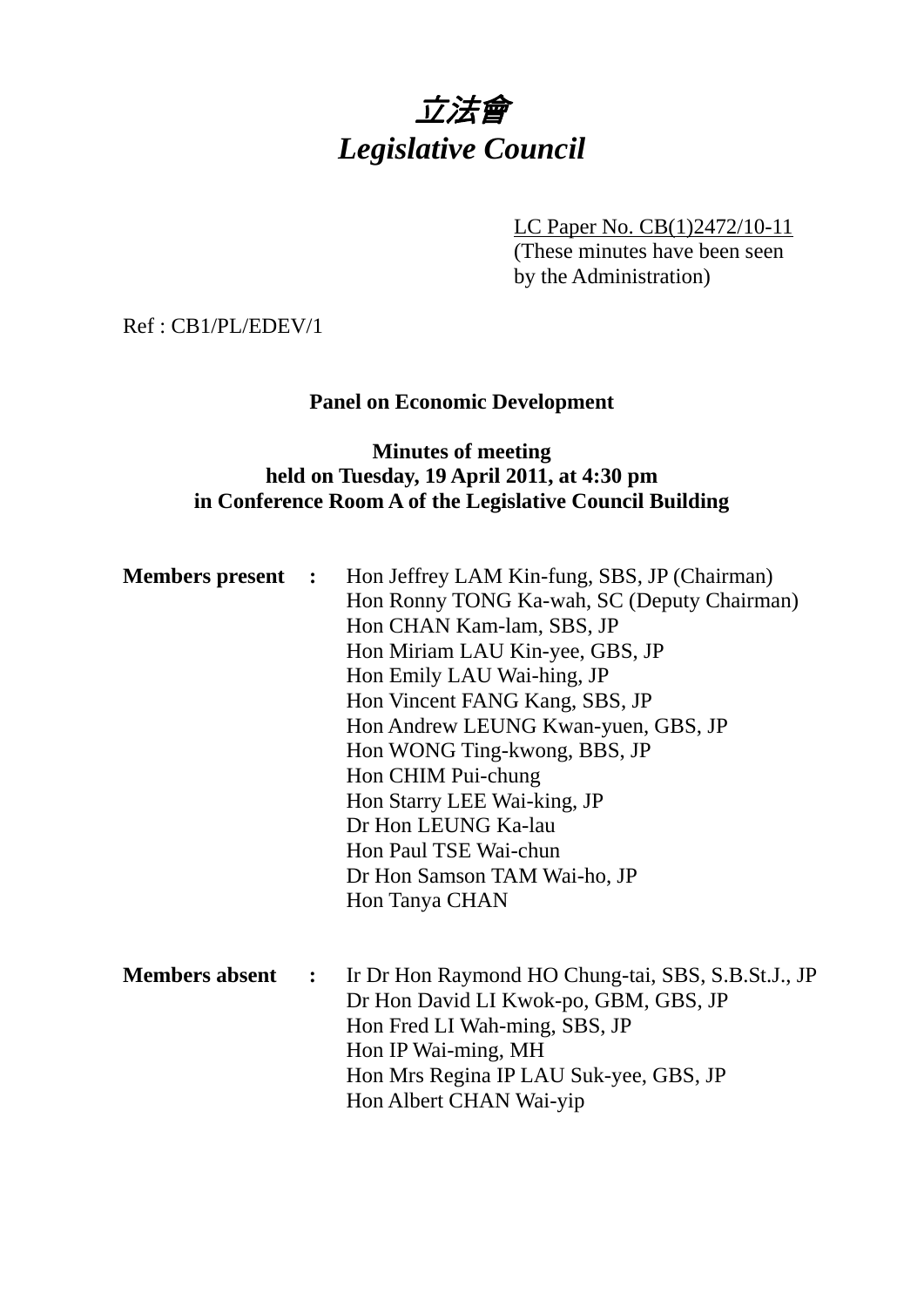# *立法會*
# *Legislative Council*

LC Paper No. CB(1)2472/10-11
(These minutes have been seen by the Administration)

Ref : CB1/PL/EDEV/1

**Panel on Economic Development**

**Minutes of meeting held on Tuesday, 19 April 2011, at 4:30 pm in Conference Room A of the Legislative Council Building**

**Members present :**
Hon Jeffrey LAM Kin-fung, SBS, JP (Chairman)
Hon Ronny TONG Ka-wah, SC (Deputy Chairman)
Hon CHAN Kam-lam, SBS, JP
Hon Miriam LAU Kin-yee, GBS, JP
Hon Emily LAU Wai-hing, JP
Hon Vincent FANG Kang, SBS, JP
Hon Andrew LEUNG Kwan-yuen, GBS, JP
Hon WONG Ting-kwong, BBS, JP
Hon CHIM Pui-chung
Hon Starry LEE Wai-king, JP
Dr Hon LEUNG Ka-lau
Hon Paul TSE Wai-chun
Dr Hon Samson TAM Wai-ho, JP
Hon Tanya CHAN

**Members absent :**
Ir Dr Hon Raymond HO Chung-tai, SBS, S.B.St.J., JP
Dr Hon David LI Kwok-po, GBM, GBS, JP
Hon Fred LI Wah-ming, SBS, JP
Hon IP Wai-ming, MH
Hon Mrs Regina IP LAU Suk-yee, GBS, JP
Hon Albert CHAN Wai-yip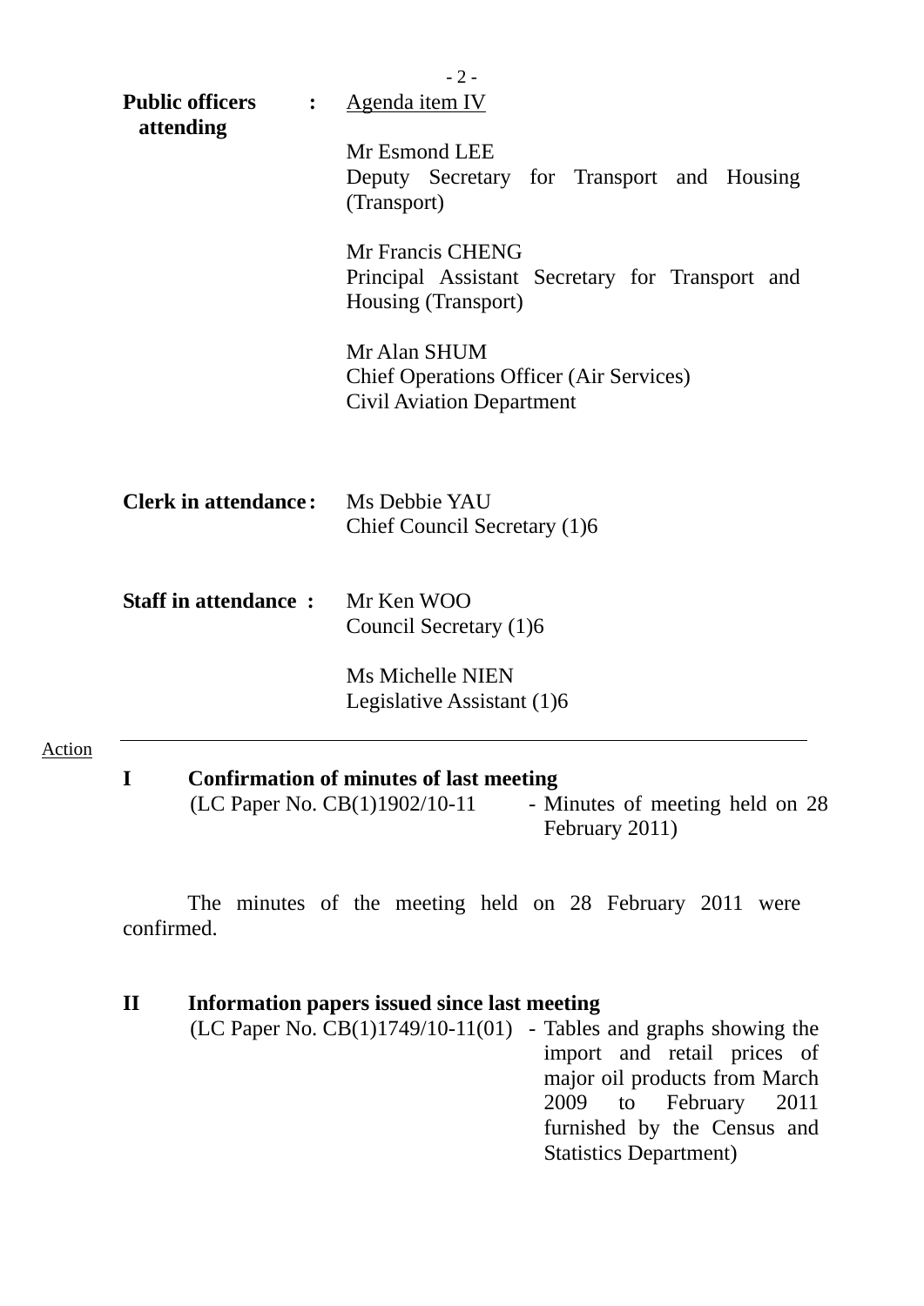| | | |
|---|---|---|
| **Public officers attending** | : | Agenda item IV<br><br>Mr Esmond LEE<br>Deputy Secretary for Transport and Housing (Transport)<br><br>Mr Francis CHENG<br>Principal Assistant Secretary for Transport and Housing (Transport)<br><br>Mr Alan SHUM<br>Chief Operations Officer (Air Services)<br>Civil Aviation Department |
| **Clerk in attendance** | : | Ms Debbie YAU<br>Chief Council Secretary (1)6 |
| **Staff in attendance** | : | Mr Ken WOO<br>Council Secretary (1)6<br><br>Ms Michelle NIEN<br>Legislative Assistant (1)6 |

---

Action

## I Confirmation of minutes of last meeting

(LC Paper No. CB(1)1902/10-11 - Minutes of meeting held on 28 February 2011)

The minutes of the meeting held on 28 February 2011 were confirmed.

## II Information papers issued since last meeting

(LC Paper No. CB(1)1749/10-11(01) - Tables and graphs showing the import and retail prices of major oil products from March 2009 to February 2011 furnished by the Census and Statistics Department)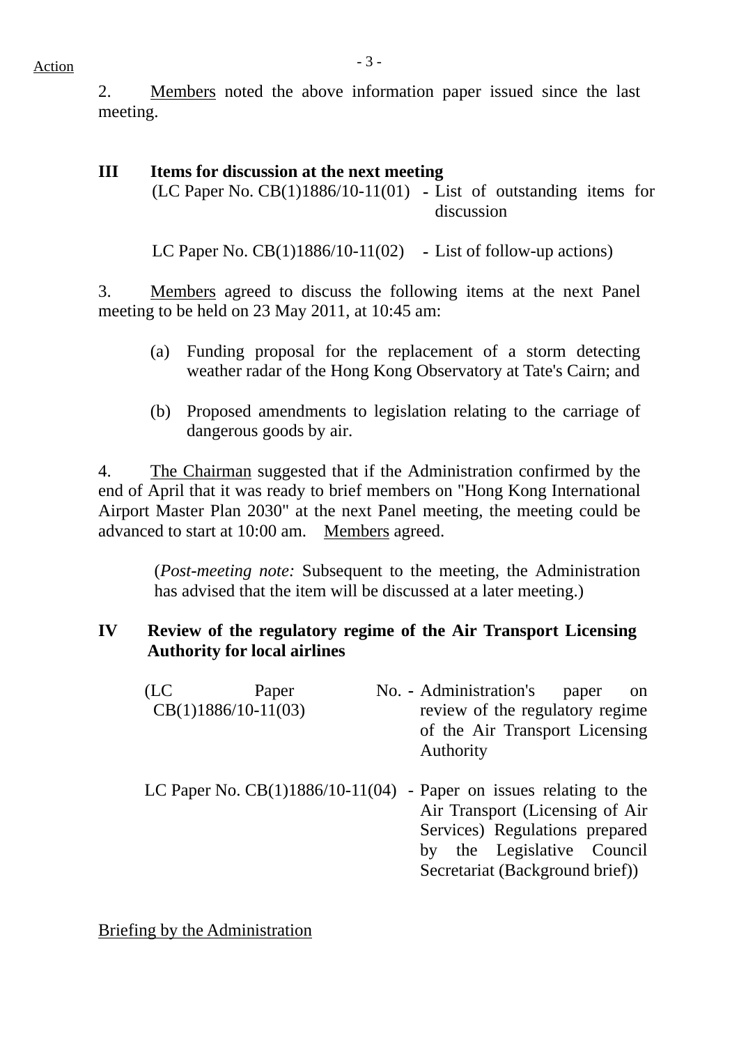Action

2. Members noted the above information paper issued since the last meeting.

## III Items for discussion at the next meeting

(LC Paper No. CB(1)1886/10-11(01) - List of outstanding items for discussion

LC Paper No. CB(1)1886/10-11(02) - List of follow-up actions)

3. Members agreed to discuss the following items at the next Panel meeting to be held on 23 May 2011, at 10:45 am:

(a) Funding proposal for the replacement of a storm detecting weather radar of the Hong Kong Observatory at Tate's Cairn; and

(b) Proposed amendments to legislation relating to the carriage of dangerous goods by air.

4. The Chairman suggested that if the Administration confirmed by the end of April that it was ready to brief members on "Hong Kong International Airport Master Plan 2030" at the next Panel meeting, the meeting could be advanced to start at 10:00 am. Members agreed.

(*Post-meeting note:* Subsequent to the meeting, the Administration has advised that the item will be discussed at a later meeting.)

## IV Review of the regulatory regime of the Air Transport Licensing Authority for local airlines

(LC Paper No. CB(1)1886/10-11(03) - Administration's paper on review of the regulatory regime of the Air Transport Licensing Authority

LC Paper No. CB(1)1886/10-11(04) - Paper on issues relating to the Air Transport (Licensing of Air Services) Regulations prepared by the Legislative Council Secretariat (Background brief))

Briefing by the Administration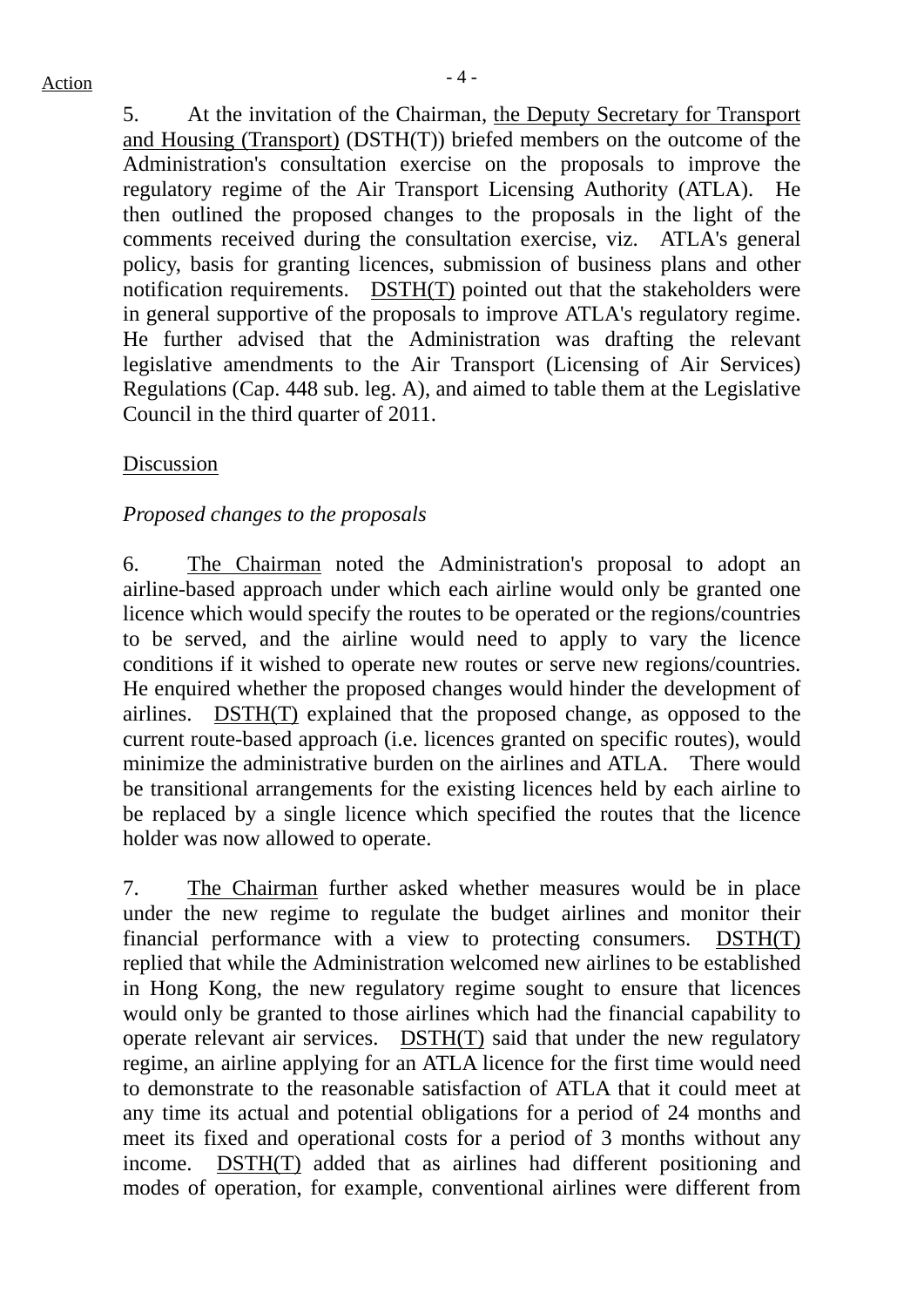5. At the invitation of the Chairman, the Deputy Secretary for Transport and Housing (Transport) (DSTH(T)) briefed members on the outcome of the Administration's consultation exercise on the proposals to improve the regulatory regime of the Air Transport Licensing Authority (ATLA). He then outlined the proposed changes to the proposals in the light of the comments received during the consultation exercise, viz. ATLA's general policy, basis for granting licences, submission of business plans and other notification requirements. DSTH(T) pointed out that the stakeholders were in general supportive of the proposals to improve ATLA's regulatory regime. He further advised that the Administration was drafting the relevant legislative amendments to the Air Transport (Licensing of Air Services) Regulations (Cap. 448 sub. leg. A), and aimed to table them at the Legislative Council in the third quarter of 2011.

Discussion

*Proposed changes to the proposals*

6. The Chairman noted the Administration's proposal to adopt an airline-based approach under which each airline would only be granted one licence which would specify the routes to be operated or the regions/countries to be served, and the airline would need to apply to vary the licence conditions if it wished to operate new routes or serve new regions/countries. He enquired whether the proposed changes would hinder the development of airlines. DSTH(T) explained that the proposed change, as opposed to the current route-based approach (i.e. licences granted on specific routes), would minimize the administrative burden on the airlines and ATLA. There would be transitional arrangements for the existing licences held by each airline to be replaced by a single licence which specified the routes that the licence holder was now allowed to operate.

7. The Chairman further asked whether measures would be in place under the new regime to regulate the budget airlines and monitor their financial performance with a view to protecting consumers. DSTH(T) replied that while the Administration welcomed new airlines to be established in Hong Kong, the new regulatory regime sought to ensure that licences would only be granted to those airlines which had the financial capability to operate relevant air services. DSTH(T) said that under the new regulatory regime, an airline applying for an ATLA licence for the first time would need to demonstrate to the reasonable satisfaction of ATLA that it could meet at any time its actual and potential obligations for a period of 24 months and meet its fixed and operational costs for a period of 3 months without any income. DSTH(T) added that as airlines had different positioning and modes of operation, for example, conventional airlines were different from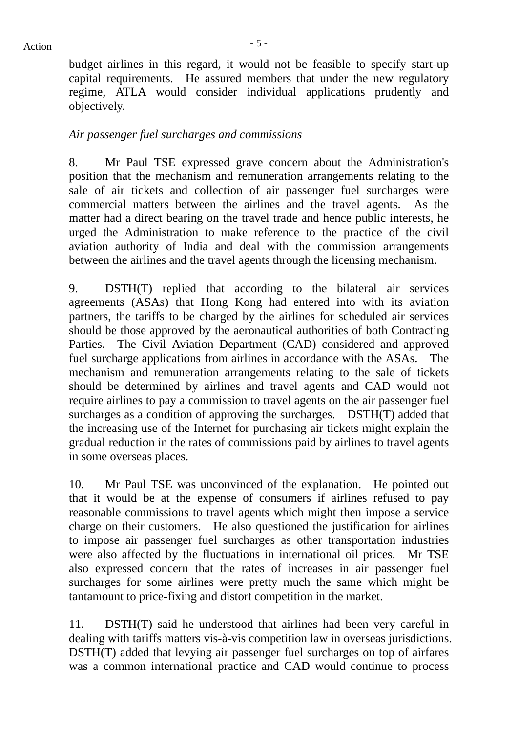budget airlines in this regard, it would not be feasible to specify start-up capital requirements. He assured members that under the new regulatory regime, ATLA would consider individual applications prudently and objectively.

*Air passenger fuel surcharges and commissions*

8. Mr Paul TSE expressed grave concern about the Administration's position that the mechanism and remuneration arrangements relating to the sale of air tickets and collection of air passenger fuel surcharges were commercial matters between the airlines and the travel agents. As the matter had a direct bearing on the travel trade and hence public interests, he urged the Administration to make reference to the practice of the civil aviation authority of India and deal with the commission arrangements between the airlines and the travel agents through the licensing mechanism.

9. DSTH(T) replied that according to the bilateral air services agreements (ASAs) that Hong Kong had entered into with its aviation partners, the tariffs to be charged by the airlines for scheduled air services should be those approved by the aeronautical authorities of both Contracting Parties. The Civil Aviation Department (CAD) considered and approved fuel surcharge applications from airlines in accordance with the ASAs. The mechanism and remuneration arrangements relating to the sale of tickets should be determined by airlines and travel agents and CAD would not require airlines to pay a commission to travel agents on the air passenger fuel surcharges as a condition of approving the surcharges. DSTH(T) added that the increasing use of the Internet for purchasing air tickets might explain the gradual reduction in the rates of commissions paid by airlines to travel agents in some overseas places.

10. Mr Paul TSE was unconvinced of the explanation. He pointed out that it would be at the expense of consumers if airlines refused to pay reasonable commissions to travel agents which might then impose a service charge on their customers. He also questioned the justification for airlines to impose air passenger fuel surcharges as other transportation industries were also affected by the fluctuations in international oil prices. Mr TSE also expressed concern that the rates of increases in air passenger fuel surcharges for some airlines were pretty much the same which might be tantamount to price-fixing and distort competition in the market.

11. DSTH(T) said he understood that airlines had been very careful in dealing with tariffs matters vis-à-vis competition law in overseas jurisdictions. DSTH(T) added that levying air passenger fuel surcharges on top of airfares was a common international practice and CAD would continue to process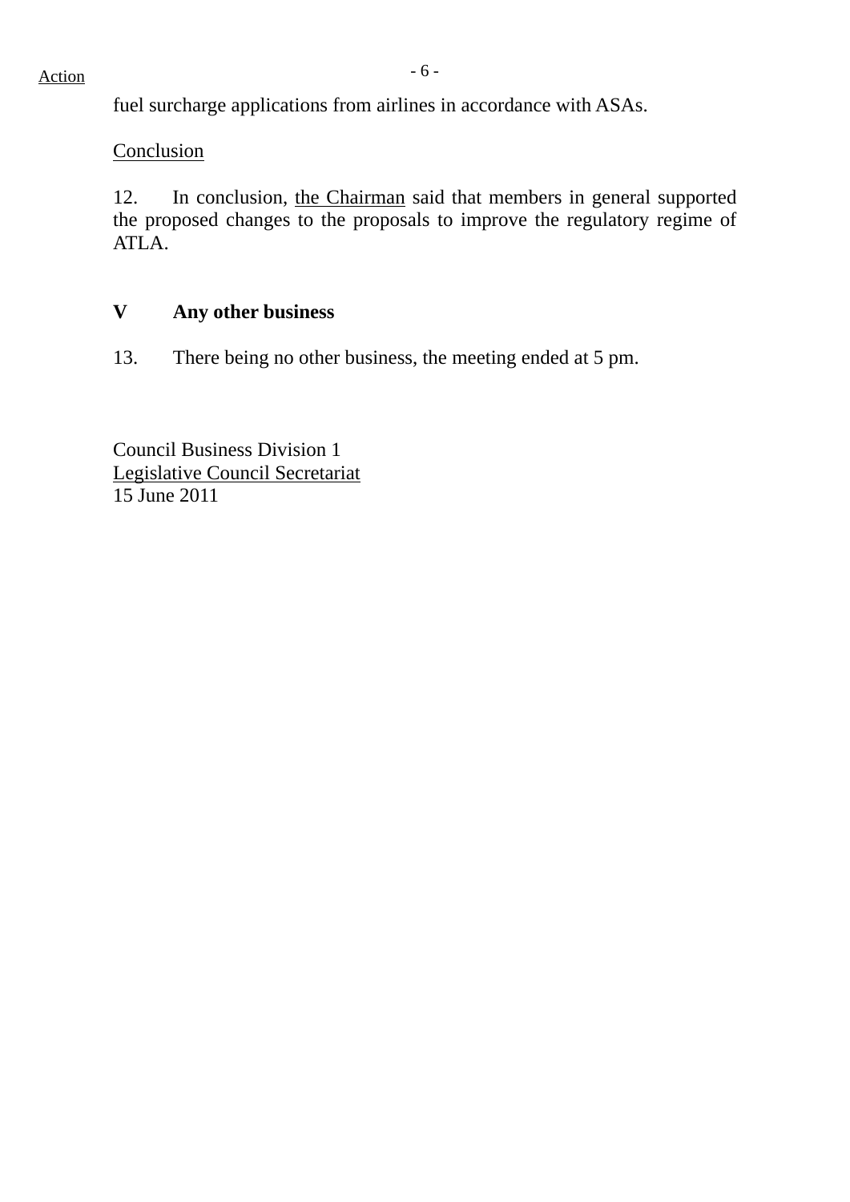fuel surcharge applications from airlines in accordance with ASAs.

Conclusion

12. In conclusion, the Chairman said that members in general supported the proposed changes to the proposals to improve the regulatory regime of ATLA.

## V Any other business

13. There being no other business, the meeting ended at 5 pm.

Council Business Division 1
Legislative Council Secretariat
15 June 2011